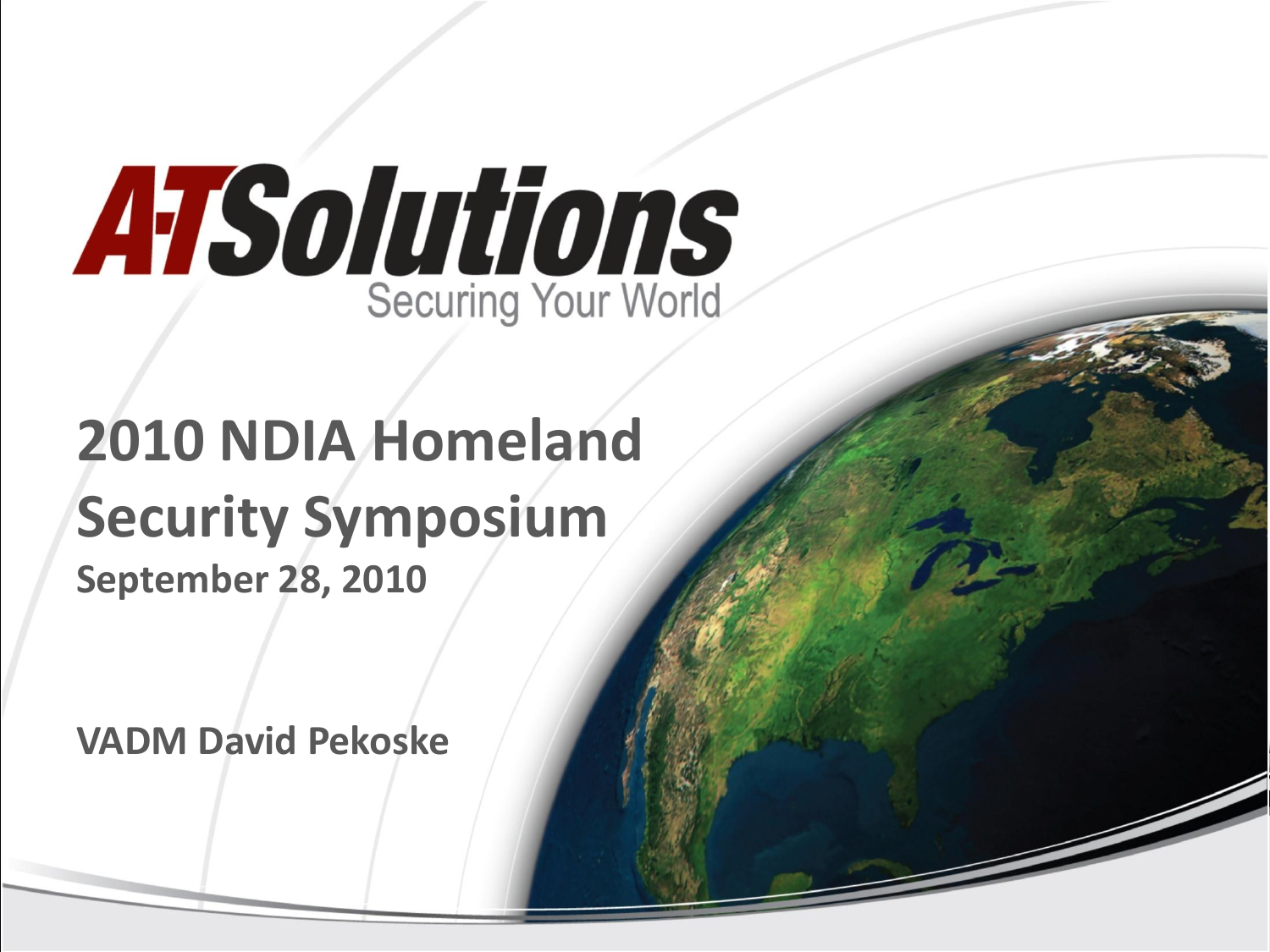# A-T Solutions

Securing Your World

## 2010 NDIA Homeland Security Symposium

**September 28, 2010**

**VADM David Pekoske**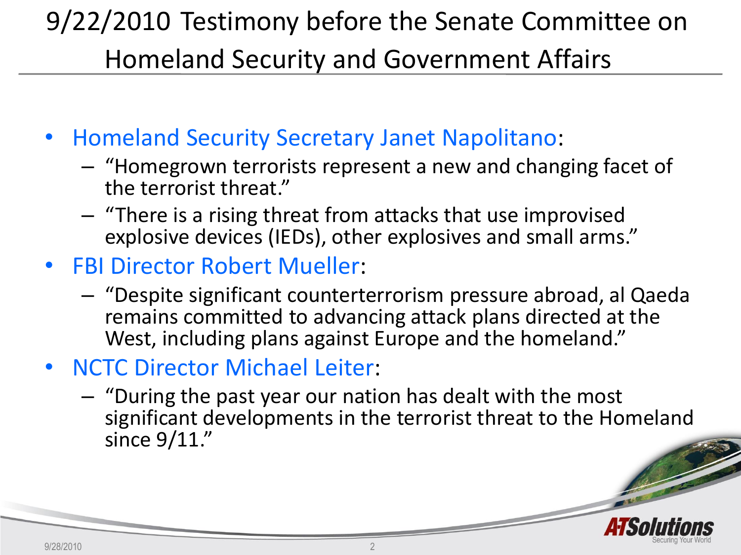# 9/22/2010 Testimony before the Senate Committee on Homeland Security and Government Affairs

- Homeland Security Secretary Janet Napolitano:
  - "Homegrown terrorists represent a new and changing facet of the terrorist threat."
  - "There is a rising threat from attacks that use improvised explosive devices (IEDs), other explosives and small arms."
- FBI Director Robert Mueller:
  - "Despite significant counterterrorism pressure abroad, al Qaeda remains committed to advancing attack plans directed at the West, including plans against Europe and the homeland."
- NCTC Director Michael Leiter:
  - "During the past year our nation has dealt with the most significant developments in the terrorist threat to the Homeland since 9/11."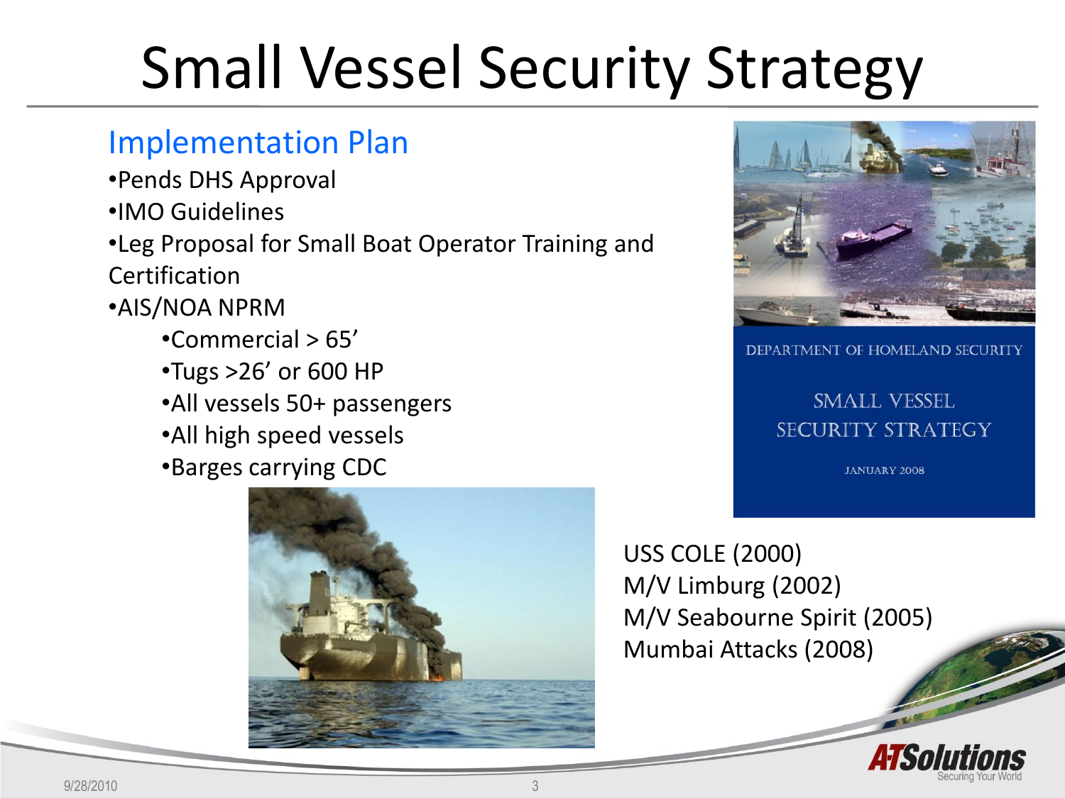# Small Vessel Security Strategy

## Implementation Plan

- Pends DHS Approval
- IMO Guidelines
- Leg Proposal for Small Boat Operator Training and Certification
- AIS/NOA NPRM
  - Commercial > 65’
  - Tugs >26’ or 600 HP
  - All vessels 50+ passengers
  - All high speed vessels
  - Barges carrying CDC

DEPARTMENT OF HOMELAND SECURITY

SMALL VESSEL SECURITY STRATEGY

JANUARY 2008

USS COLE (2000)
M/V Limburg (2002)
M/V Seabourne Spirit (2005)
Mumbai Attacks (2008)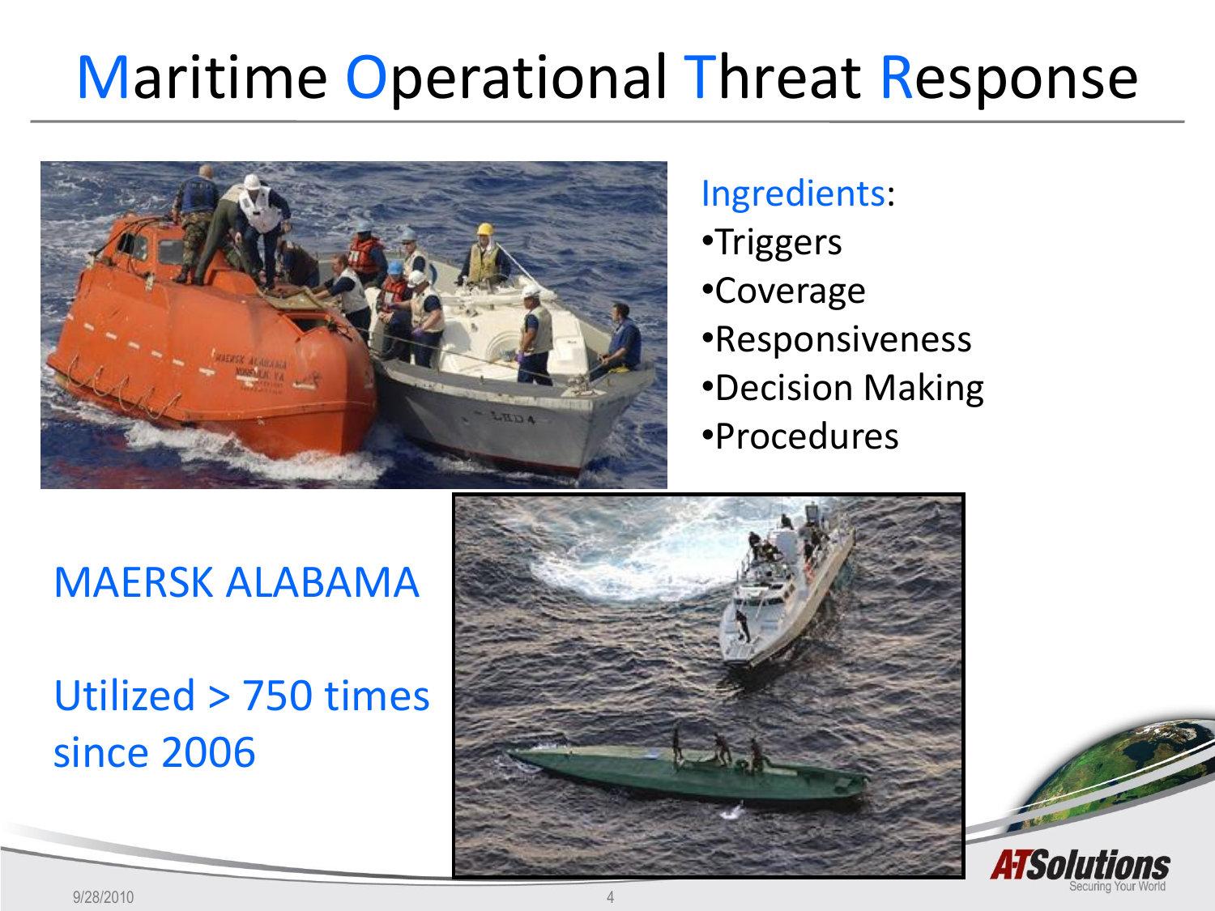# Maritime Operational Threat Response

Ingredients:

- Triggers
- Coverage
- Responsiveness
- Decision Making
- Procedures

MAERSK ALABAMA

Utilized > 750 times since 2006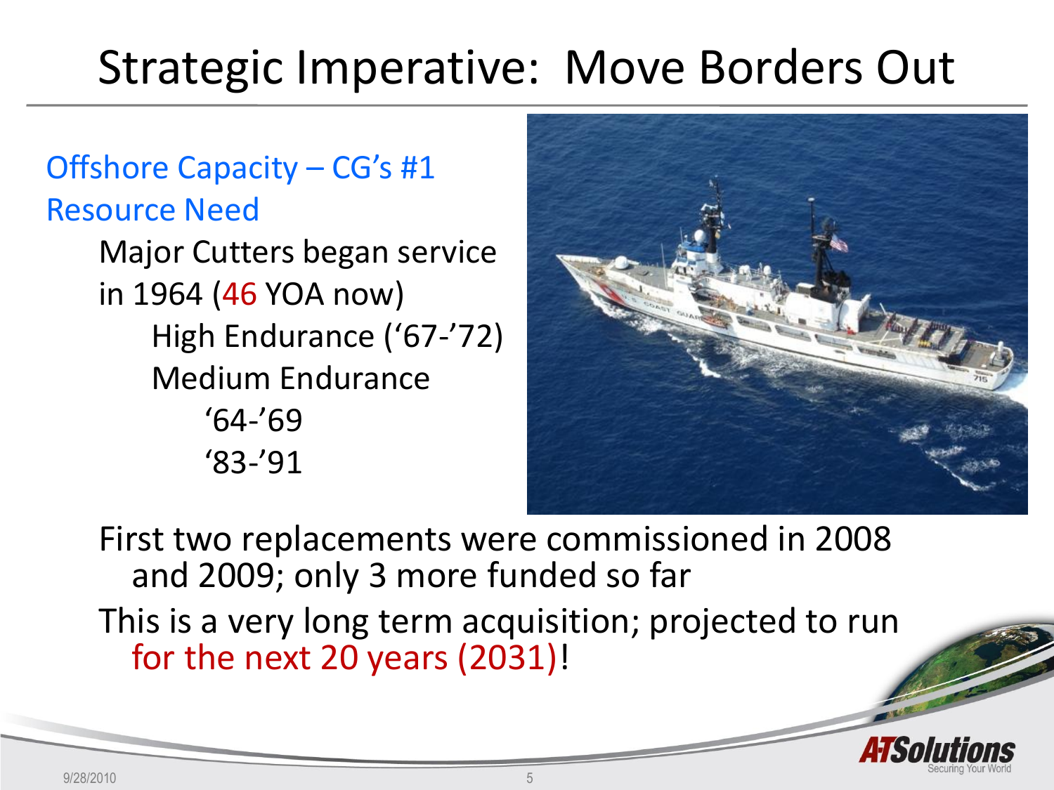# Strategic Imperative: Move Borders Out

Offshore Capacity – CG's #1 Resource Need

- Major Cutters began service in 1964 (46 YOA now)
  - High Endurance ('67-'72)
  - Medium Endurance
    - '64-'69
    - '83-'91

- First two replacements were commissioned in 2008 and 2009; only 3 more funded so far
- This is a very long term acquisition; projected to run for the next 20 years (2031)!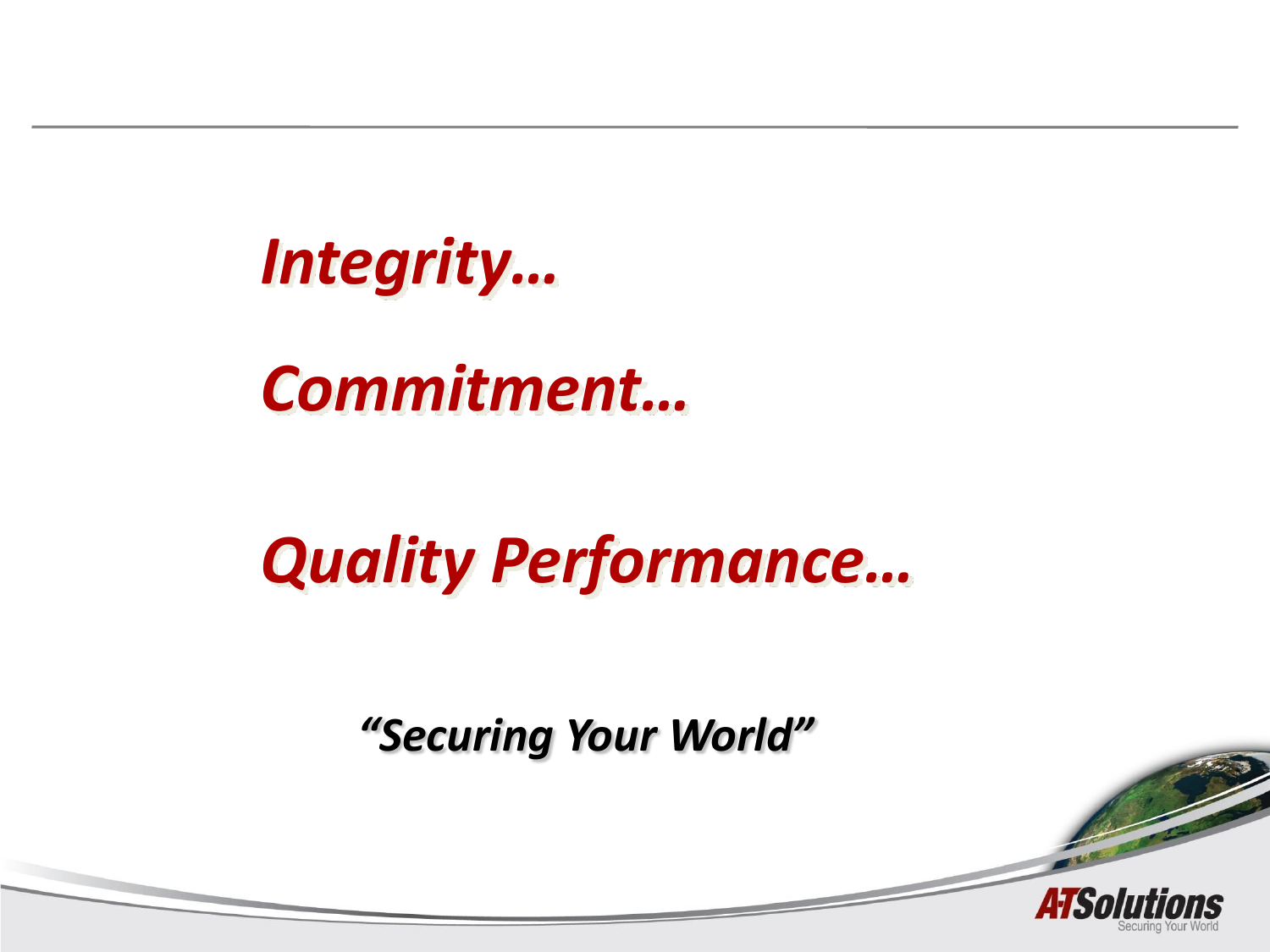*Integrity…*

*Commitment…*

*Quality Performance…*

*"Securing Your World"*